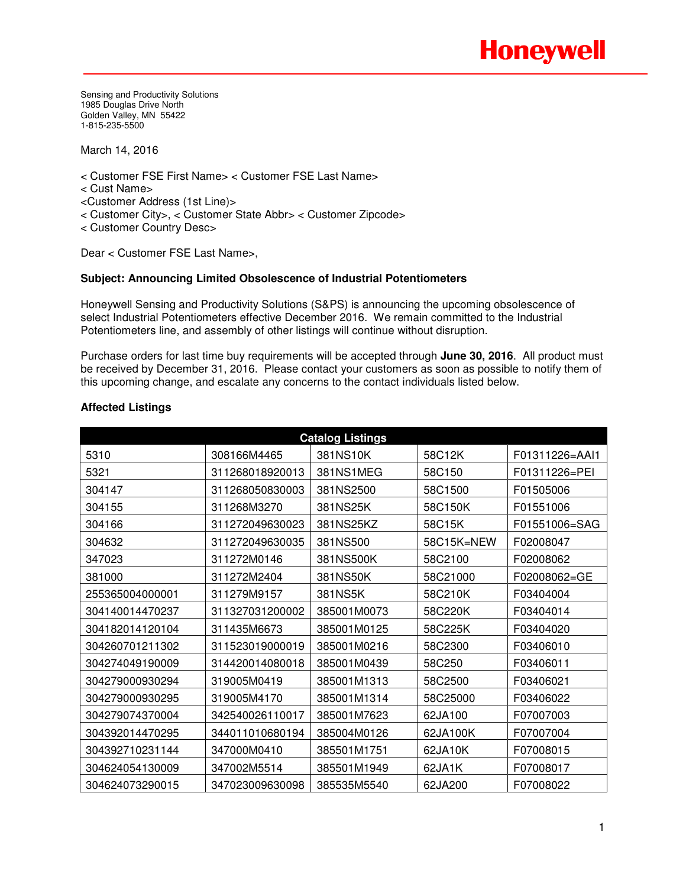Honeywell

Sensing and Productivity Solutions
1985 Douglas Drive North
Golden Valley, MN 55422
1-815-235-5500

March 14, 2016

< Customer FSE First Name> < Customer FSE Last Name>
< Cust Name>
<Customer Address (1st Line)>
< Customer City>, < Customer State Abbr> < Customer Zipcode>
< Customer Country Desc>

Dear < Customer FSE Last Name>,

**Subject: Announcing Limited Obsolescence of Industrial Potentiometers**

Honeywell Sensing and Productivity Solutions (S&PS) is announcing the upcoming obsolescence of select Industrial Potentiometers effective December 2016. We remain committed to the Industrial Potentiometers line, and assembly of other listings will continue without disruption.

Purchase orders for last time buy requirements will be accepted through **June 30, 2016**. All product must be received by December 31, 2016. Please contact your customers as soon as possible to notify them of this upcoming change, and escalate any concerns to the contact individuals listed below.

**Affected Listings**

| Catalog Listings | | | | |
|---|---|---|---|---|
| 5310 | 308166M4465 | 381NS10K | 58C12K | F01311226=AAI1 |
| 5321 | 311268018920013 | 381NS1MEG | 58C150 | F01311226=PEI |
| 304147 | 311268050830003 | 381NS2500 | 58C1500 | F01505006 |
| 304155 | 311268M3270 | 381NS25K | 58C150K | F01551006 |
| 304166 | 311272049630023 | 381NS25KZ | 58C15K | F01551006=SAG |
| 304632 | 311272049630035 | 381NS500 | 58C15K=NEW | F02008047 |
| 347023 | 311272M0146 | 381NS500K | 58C2100 | F02008062 |
| 381000 | 311272M2404 | 381NS50K | 58C21000 | F02008062=GE |
| 255365004000001 | 311279M9157 | 381NS5K | 58C210K | F03404004 |
| 304140014470237 | 311327031200002 | 385001M0073 | 58C220K | F03404014 |
| 304182014120104 | 311435M6673 | 385001M0125 | 58C225K | F03404020 |
| 304260701211302 | 311523019000019 | 385001M0216 | 58C2300 | F03406010 |
| 304274049190009 | 314420014080018 | 385001M0439 | 58C250 | F03406011 |
| 304279000930294 | 319005M0419 | 385001M1313 | 58C2500 | F03406021 |
| 304279000930295 | 319005M4170 | 385001M1314 | 58C25000 | F03406022 |
| 304279074370004 | 342540026110017 | 385001M7623 | 62JA100 | F07007003 |
| 304392014470295 | 344011010680194 | 385004M0126 | 62JA100K | F07007004 |
| 304392710231144 | 347000M0410 | 385501M1751 | 62JA10K | F07008015 |
| 304624054130009 | 347002M5514 | 385501M1949 | 62JA1K | F07008017 |
| 304624073290015 | 347023009630098 | 385535M5540 | 62JA200 | F07008022 |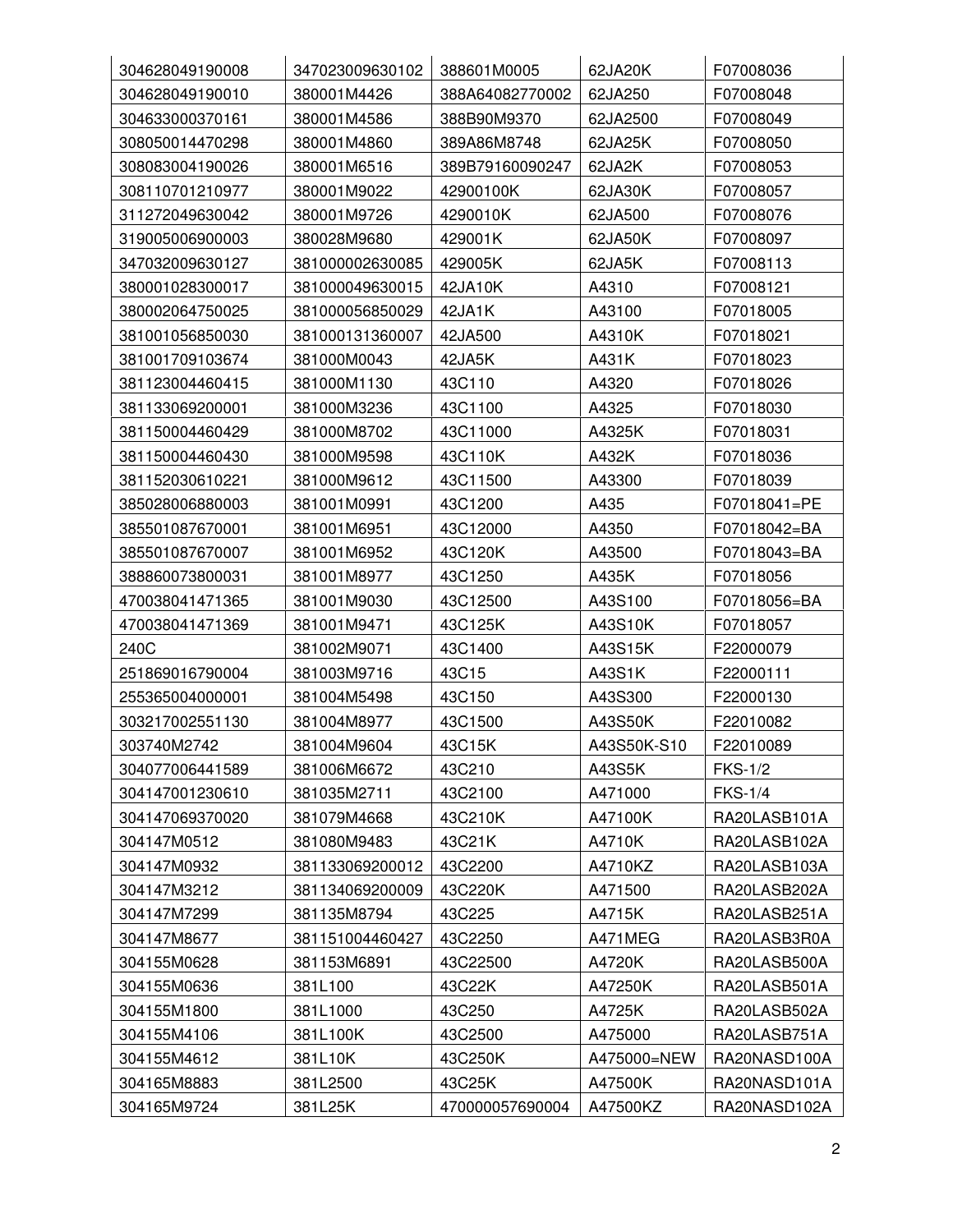| | | | | |
|---|---|---|---|---|
| 304628049190008 | 347023009630102 | 388601M0005 | 62JA20K | F07008036 |
| 304628049190010 | 380001M4426 | 388A64082770002 | 62JA250 | F07008048 |
| 304633000370161 | 380001M4586 | 388B90M9370 | 62JA2500 | F07008049 |
| 308050014470298 | 380001M4860 | 389A86M8748 | 62JA25K | F07008050 |
| 308083004190026 | 380001M6516 | 389B79160090247 | 62JA2K | F07008053 |
| 308110701210977 | 380001M9022 | 42900100K | 62JA30K | F07008057 |
| 311272049630042 | 380001M9726 | 4290010K | 62JA500 | F07008076 |
| 319005006900003 | 380028M9680 | 429001K | 62JA50K | F07008097 |
| 347032009630127 | 381000002630085 | 429005K | 62JA5K | F07008113 |
| 380001028300017 | 381000049630015 | 42JA10K | A4310 | F07008121 |
| 380002064750025 | 381000056850029 | 42JA1K | A43100 | F07018005 |
| 381001056850030 | 381000131360007 | 42JA500 | A4310K | F07018021 |
| 381001709103674 | 381000M0043 | 42JA5K | A431K | F07018023 |
| 381123004460415 | 381000M1130 | 43C110 | A4320 | F07018026 |
| 381133069200001 | 381000M3236 | 43C1100 | A4325 | F07018030 |
| 381150004460429 | 381000M8702 | 43C11000 | A4325K | F07018031 |
| 381150004460430 | 381000M9598 | 43C110K | A432K | F07018036 |
| 381152030610221 | 381000M9612 | 43C11500 | A43300 | F07018039 |
| 385028006880003 | 381001M0991 | 43C1200 | A435 | F07018041=PE |
| 385501087670001 | 381001M6951 | 43C12000 | A4350 | F07018042=BA |
| 385501087670007 | 381001M6952 | 43C120K | A43500 | F07018043=BA |
| 388860073800031 | 381001M8977 | 43C1250 | A435K | F07018056 |
| 470038041471365 | 381001M9030 | 43C12500 | A43S100 | F07018056=BA |
| 470038041471369 | 381001M9471 | 43C125K | A43S10K | F07018057 |
| 240C | 381002M9071 | 43C1400 | A43S15K | F22000079 |
| 251869016790004 | 381003M9716 | 43C15 | A43S1K | F22000111 |
| 255365004000001 | 381004M5498 | 43C150 | A43S300 | F22000130 |
| 303217002551130 | 381004M8977 | 43C1500 | A43S50K | F22010082 |
| 303740M2742 | 381004M9604 | 43C15K | A43S50K-S10 | F22010089 |
| 304077006441589 | 381006M6672 | 43C210 | A43S5K | FKS-1/2 |
| 304147001230610 | 381035M2711 | 43C2100 | A471000 | FKS-1/4 |
| 304147069370020 | 381079M4668 | 43C210K | A47100K | RA20LASB101A |
| 304147M0512 | 381080M9483 | 43C21K | A4710K | RA20LASB102A |
| 304147M0932 | 381133069200012 | 43C2200 | A4710KZ | RA20LASB103A |
| 304147M3212 | 381134069200009 | 43C220K | A471500 | RA20LASB202A |
| 304147M7299 | 381135M8794 | 43C225 | A4715K | RA20LASB251A |
| 304147M8677 | 381151004460427 | 43C2250 | A471MEG | RA20LASB3R0A |
| 304155M0628 | 381153M6891 | 43C22500 | A4720K | RA20LASB500A |
| 304155M0636 | 381L100 | 43C22K | A47250K | RA20LASB501A |
| 304155M1800 | 381L1000 | 43C250 | A4725K | RA20LASB502A |
| 304155M4106 | 381L100K | 43C2500 | A475000 | RA20LASB751A |
| 304155M4612 | 381L10K | 43C250K | A475000=NEW | RA20NASD100A |
| 304165M8883 | 381L2500 | 43C25K | A47500K | RA20NASD101A |
| 304165M9724 | 381L25K | 470000057690004 | A47500KZ | RA20NASD102A |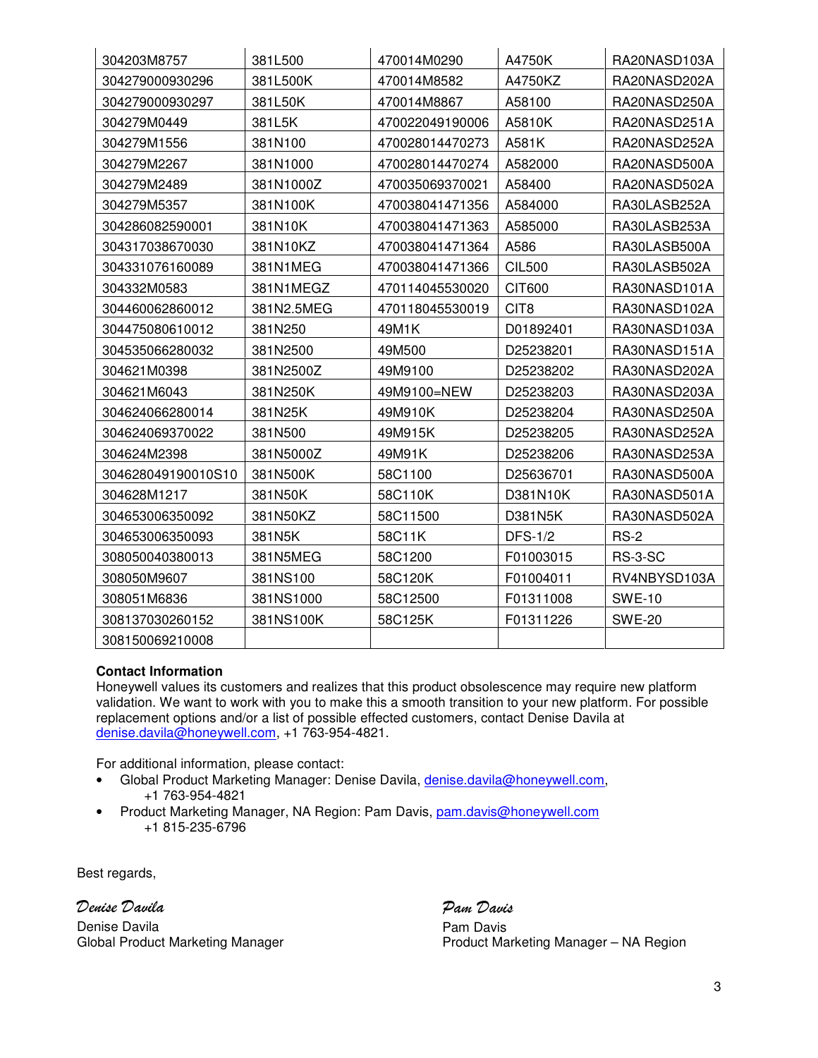| | | | | |
|---|---|---|---|---|
| 304203M8757 | 381L500 | 470014M0290 | A4750K | RA20NASD103A |
| 304279000930296 | 381L500K | 470014M8582 | A4750KZ | RA20NASD202A |
| 304279000930297 | 381L50K | 470014M8867 | A58100 | RA20NASD250A |
| 304279M0449 | 381L5K | 470022049190006 | A5810K | RA20NASD251A |
| 304279M1556 | 381N100 | 470028014470273 | A581K | RA20NASD252A |
| 304279M2267 | 381N1000 | 470028014470274 | A582000 | RA20NASD500A |
| 304279M2489 | 381N1000Z | 470035069370021 | A58400 | RA20NASD502A |
| 304279M5357 | 381N100K | 470038041471356 | A584000 | RA30LASB252A |
| 304286082590001 | 381N10K | 470038041471363 | A585000 | RA30LASB253A |
| 304317038670030 | 381N10KZ | 470038041471364 | A586 | RA30LASB500A |
| 304331076160089 | 381N1MEG | 470038041471366 | CIL500 | RA30LASB502A |
| 304332M0583 | 381N1MEGZ | 470114045530020 | CIT600 | RA30NASD101A |
| 304460062860012 | 381N2.5MEG | 470118045530019 | CIT8 | RA30NASD102A |
| 304475080610012 | 381N250 | 49M1K | D01892401 | RA30NASD103A |
| 304535066280032 | 381N2500 | 49M500 | D25238201 | RA30NASD151A |
| 304621M0398 | 381N2500Z | 49M9100 | D25238202 | RA30NASD202A |
| 304621M6043 | 381N250K | 49M9100=NEW | D25238203 | RA30NASD203A |
| 304624066280014 | 381N25K | 49M910K | D25238204 | RA30NASD250A |
| 304624069370022 | 381N500 | 49M915K | D25238205 | RA30NASD252A |
| 304624M2398 | 381N5000Z | 49M91K | D25238206 | RA30NASD253A |
| 304628049190010S10 | 381N500K | 58C1100 | D25636701 | RA30NASD500A |
| 304628M1217 | 381N50K | 58C110K | D381N10K | RA30NASD501A |
| 304653006350092 | 381N50KZ | 58C11500 | D381N5K | RA30NASD502A |
| 304653006350093 | 381N5K | 58C11K | DFS-1/2 | RS-2 |
| 308050040380013 | 381N5MEG | 58C1200 | F01003015 | RS-3-SC |
| 308050M9607 | 381NS100 | 58C120K | F01004011 | RV4NBYSD103A |
| 308051M6836 | 381NS1000 | 58C12500 | F01311008 | SWE-10 |
| 308137030260152 | 381NS100K | 58C125K | F01311226 | SWE-20 |
| 308150069210008 | | | | |

**Contact Information**

Honeywell values its customers and realizes that this product obsolescence may require new platform validation. We want to work with you to make this a smooth transition to your new platform. For possible replacement options and/or a list of possible effected customers, contact Denise Davila at denise.davila@honeywell.com, +1 763-954-4821.

For additional information, please contact:

- Global Product Marketing Manager: Denise Davila, denise.davila@honeywell.com, +1 763-954-4821
- Product Marketing Manager, NA Region: Pam Davis, pam.davis@honeywell.com +1 815-235-6796

Best regards,

*Denise Davila*
Denise Davila
Global Product Marketing Manager

*Pam Davis*
Pam Davis
Product Marketing Manager – NA Region